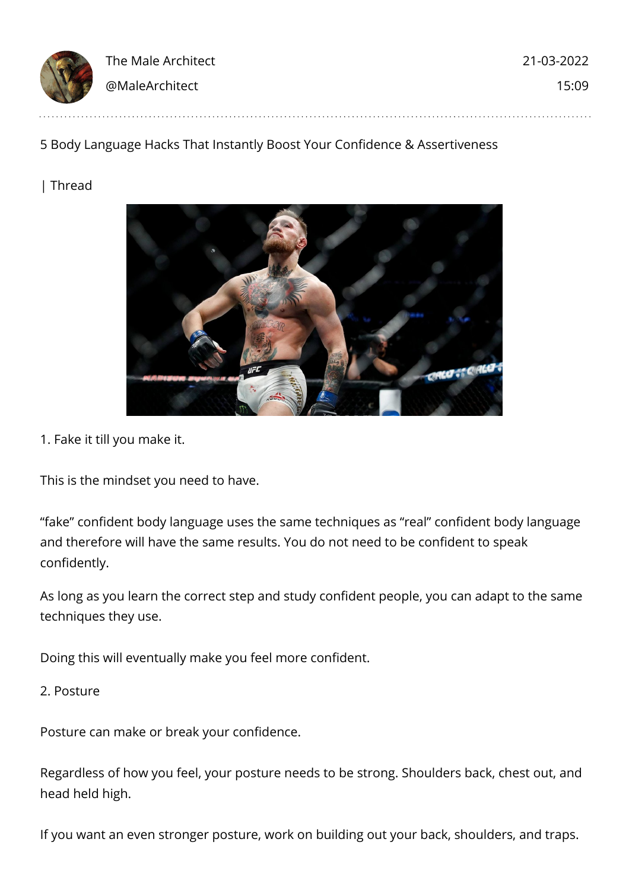The Male Architect
@MaleArchitect

21-03-2022
15:09

5 Body Language Hacks That Instantly Boost Your Confidence & Assertiveness

| Thread

1. Fake it till you make it.

This is the mindset you need to have.

“fake” confident body language uses the same techniques as “real” confident body language and therefore will have the same results. You do not need to be confident to speak confidently.

As long as you learn the correct step and study confident people, you can adapt to the same techniques they use.

Doing this will eventually make you feel more confident.

2. Posture

Posture can make or break your confidence.

Regardless of how you feel, your posture needs to be strong. Shoulders back, chest out, and head held high.

If you want an even stronger posture, work on building out your back, shoulders, and traps.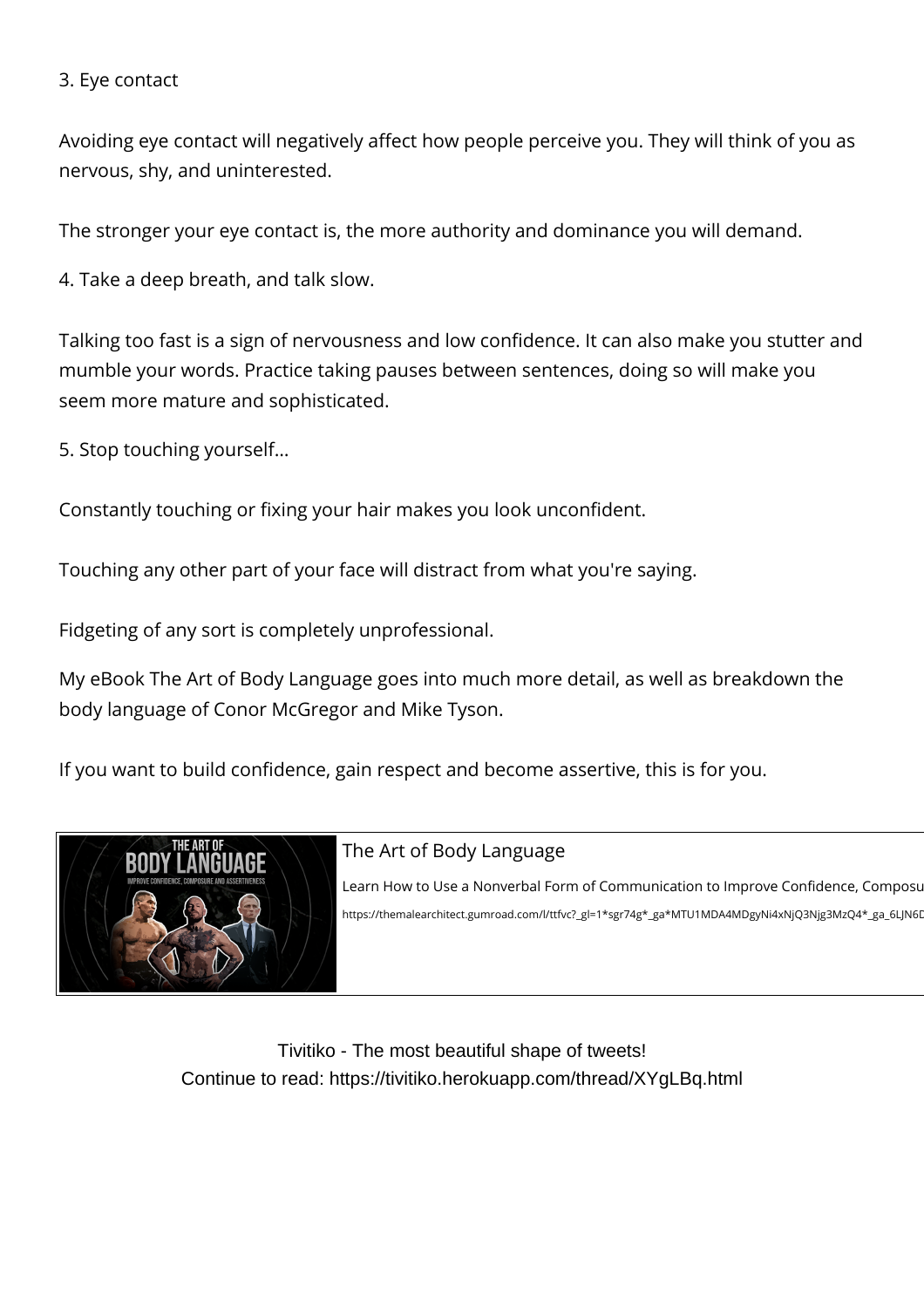3. Eye contact

Avoiding eye contact will negatively affect how people perceive you. They will think of you as nervous, shy, and uninterested.

The stronger your eye contact is, the more authority and dominance you will demand.

4. Take a deep breath, and talk slow.

Talking too fast is a sign of nervousness and low confidence. It can also make you stutter and mumble your words. Practice taking pauses between sentences, doing so will make you seem more mature and sophisticated.

5. Stop touching yourself...

Constantly touching or fixing your hair makes you look unconfident.

Touching any other part of your face will distract from what you're saying.

Fidgeting of any sort is completely unprofessional.

My eBook The Art of Body Language goes into much more detail, as well as breakdown the body language of Conor McGregor and Mike Tyson.

If you want to build confidence, gain respect and become assertive, this is for you.

The Art of Body Language

Learn How to Use a Nonverbal Form of Communication to Improve Confidence, Composu

https://themalearchitect.gumroad.com/l/ttfvc?_gl=1*sgr74g*_ga*MTU1MDA4MDgyNi4xNjQ3Njg3MzQ4*_ga_6LJN6D

Tivitiko - The most beautiful shape of tweets!
Continue to read: https://tivitiko.herokuapp.com/thread/XYgLBq.html